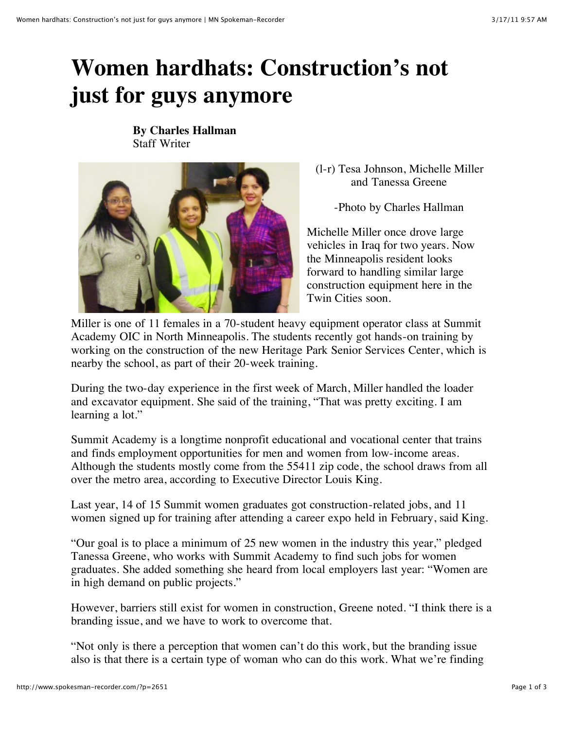# Women hardhats: Construction's not just for guys anymore

**By Charles Hallman**
Staff Writer

(l-r) Tesa Johnson, Michelle Miller and Tanessa Greene

-Photo by Charles Hallman

Michelle Miller once drove large vehicles in Iraq for two years. Now the Minneapolis resident looks forward to handling similar large construction equipment here in the Twin Cities soon.

Miller is one of 11 females in a 70-student heavy equipment operator class at Summit Academy OIC in North Minneapolis. The students recently got hands-on training by working on the construction of the new Heritage Park Senior Services Center, which is nearby the school, as part of their 20-week training.

During the two-day experience in the first week of March, Miller handled the loader and excavator equipment. She said of the training, "That was pretty exciting. I am learning a lot."

Summit Academy is a longtime nonprofit educational and vocational center that trains and finds employment opportunities for men and women from low-income areas. Although the students mostly come from the 55411 zip code, the school draws from all over the metro area, according to Executive Director Louis King.

Last year, 14 of 15 Summit women graduates got construction-related jobs, and 11 women signed up for training after attending a career expo held in February, said King.

"Our goal is to place a minimum of 25 new women in the industry this year," pledged Tanessa Greene, who works with Summit Academy to find such jobs for women graduates. She added something she heard from local employers last year: "Women are in high demand on public projects."

However, barriers still exist for women in construction, Greene noted. "I think there is a branding issue, and we have to work to overcome that.

"Not only is there a perception that women can't do this work, but the branding issue also is that there is a certain type of woman who can do this work. What we're finding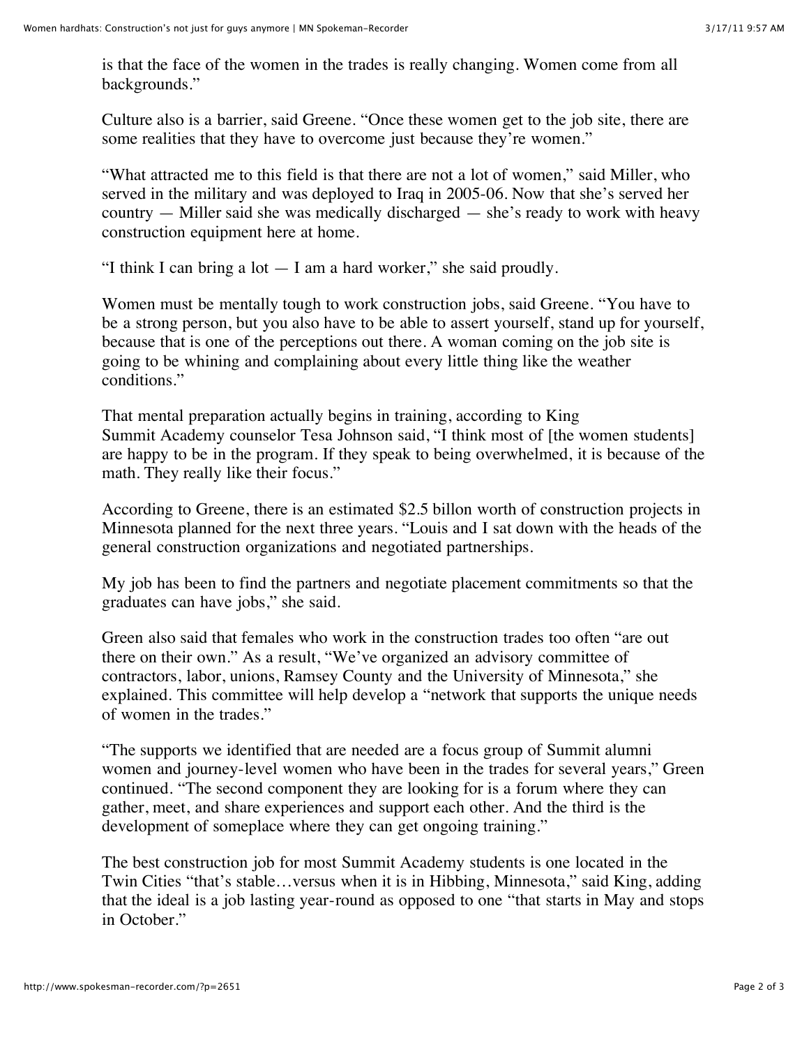is that the face of the women in the trades is really changing. Women come from all backgrounds."

Culture also is a barrier, said Greene. "Once these women get to the job site, there are some realities that they have to overcome just because they're women."

"What attracted me to this field is that there are not a lot of women," said Miller, who served in the military and was deployed to Iraq in 2005-06. Now that she's served her country — Miller said she was medically discharged — she's ready to work with heavy construction equipment here at home.

"I think I can bring a lot — I am a hard worker," she said proudly.

Women must be mentally tough to work construction jobs, said Greene. "You have to be a strong person, but you also have to be able to assert yourself, stand up for yourself, because that is one of the perceptions out there. A woman coming on the job site is going to be whining and complaining about every little thing like the weather conditions."

That mental preparation actually begins in training, according to King Summit Academy counselor Tesa Johnson said, "I think most of [the women students] are happy to be in the program. If they speak to being overwhelmed, it is because of the math. They really like their focus."

According to Greene, there is an estimated $2.5 billon worth of construction projects in Minnesota planned for the next three years. "Louis and I sat down with the heads of the general construction organizations and negotiated partnerships.

My job has been to find the partners and negotiate placement commitments so that the graduates can have jobs," she said.

Green also said that females who work in the construction trades too often "are out there on their own." As a result, "We've organized an advisory committee of contractors, labor, unions, Ramsey County and the University of Minnesota," she explained. This committee will help develop a "network that supports the unique needs of women in the trades."

"The supports we identified that are needed are a focus group of Summit alumni women and journey-level women who have been in the trades for several years," Green continued. "The second component they are looking for is a forum where they can gather, meet, and share experiences and support each other. And the third is the development of someplace where they can get ongoing training."

The best construction job for most Summit Academy students is one located in the Twin Cities "that's stable…versus when it is in Hibbing, Minnesota," said King, adding that the ideal is a job lasting year-round as opposed to one "that starts in May and stops in October."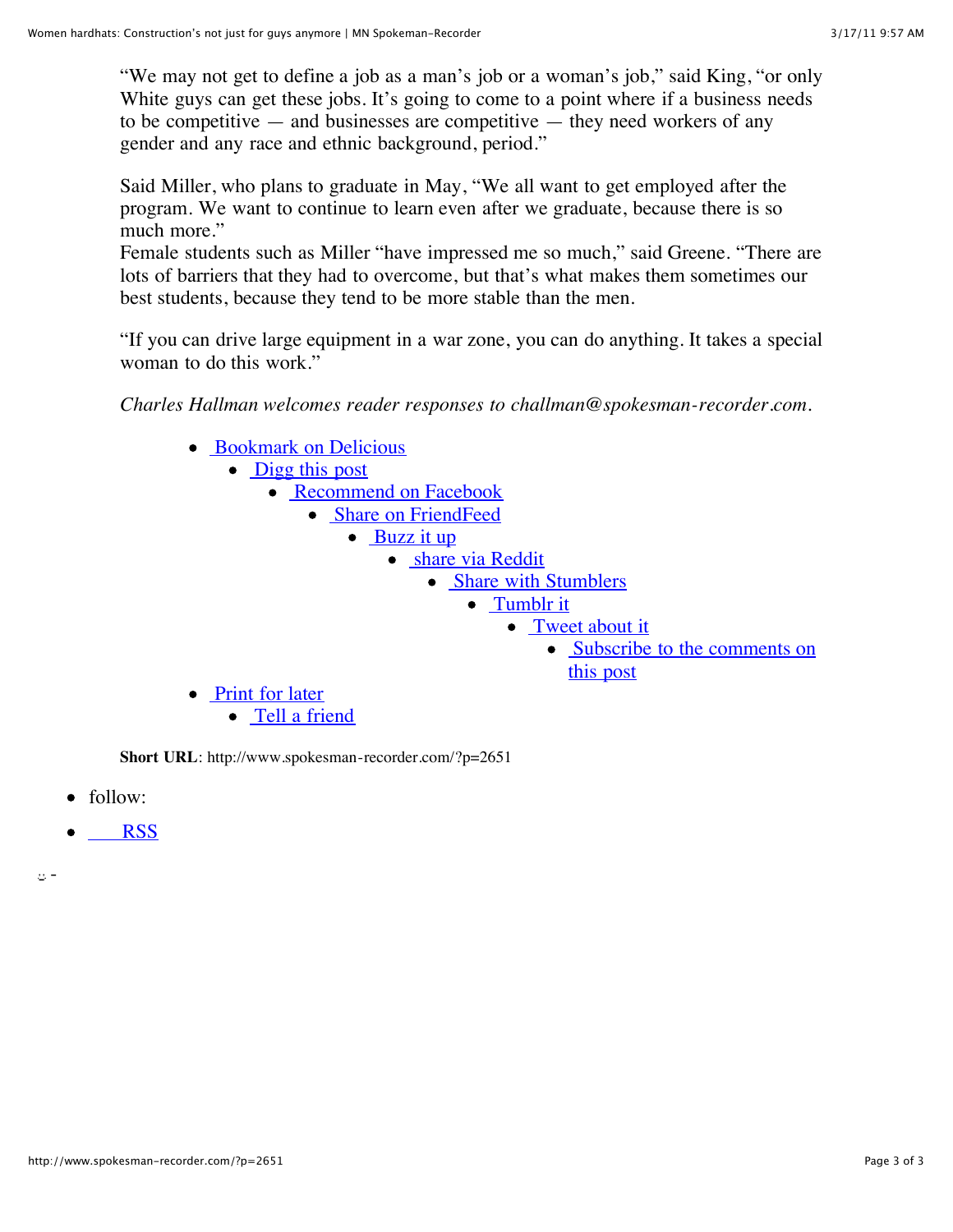"We may not get to define a job as a man's job or a woman's job," said King, "or only White guys can get these jobs. It's going to come to a point where if a business needs to be competitive — and businesses are competitive — they need workers of any gender and any race and ethnic background, period."

Said Miller, who plans to graduate in May, "We all want to get employed after the program. We want to continue to learn even after we graduate, because there is so much more."
Female students such as Miller "have impressed me so much," said Greene. "There are lots of barriers that they had to overcome, but that's what makes them sometimes our best students, because they tend to be more stable than the men.

"If you can drive large equipment in a war zone, you can do anything. It takes a special woman to do this work."

*Charles Hallman welcomes reader responses to challman@spokesman-recorder.com.*

- Bookmark on Delicious
  - Digg this post
    - Recommend on Facebook
      - Share on FriendFeed
        - Buzz it up
          - share via Reddit
            - Share with Stumblers
              - Tumblr it
                - Tweet about it
                  - Subscribe to the comments on this post
- Print for later
  - Tell a friend

**Short URL**: http://www.spokesman-recorder.com/?p=2651

- follow:
- RSS